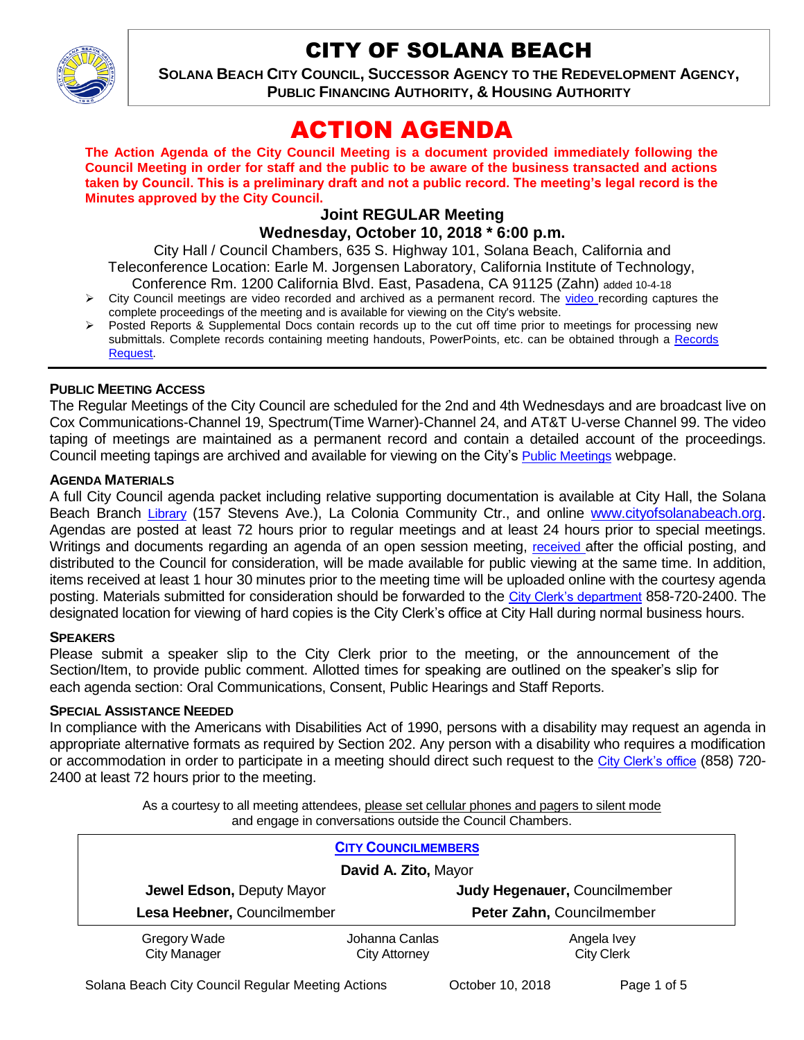# CITY OF SOLANA BEACH

**SOLANA BEACH CITY COUNCIL, SUCCESSOR AGENCY TO THE REDEVELOPMENT AGENCY, PUBLIC FINANCING AUTHORITY, & HOUSING AUTHORITY**

# ACTION AGENDA

**The Action Agenda of the City Council Meeting is a document provided immediately following the Council Meeting in order for staff and the public to be aware of the business transacted and actions taken by Council. This is a preliminary draft and not a public record. The meeting's legal record is the Minutes approved by the City Council.**

## Joint REGULAR Meeting
## Wednesday, October 10, 2018 * 6:00 p.m.

City Hall / Council Chambers, 635 S. Highway 101, Solana Beach, California and Teleconference Location: Earle M. Jorgensen Laboratory, California Institute of Technology, Conference Rm. 1200 California Blvd. East, Pasadena, CA 91125 (Zahn) added 10-4-18

- City Council meetings are video recorded and archived as a permanent record. The video recording captures the complete proceedings of the meeting and is available for viewing on the City's website.
- Posted Reports & Supplemental Docs contain records up to the cut off time prior to meetings for processing new submittals. Complete records containing meeting handouts, PowerPoints, etc. can be obtained through a Records Request.

---

**PUBLIC MEETING ACCESS**

The Regular Meetings of the City Council are scheduled for the 2nd and 4th Wednesdays and are broadcast live on Cox Communications-Channel 19, Spectrum(Time Warner)-Channel 24, and AT&T U-verse Channel 99. The video taping of meetings are maintained as a permanent record and contain a detailed account of the proceedings. Council meeting tapings are archived and available for viewing on the City's Public Meetings webpage.

**AGENDA MATERIALS**

A full City Council agenda packet including relative supporting documentation is available at City Hall, the Solana Beach Branch Library (157 Stevens Ave.), La Colonia Community Ctr., and online www.cityofsolanabeach.org. Agendas are posted at least 72 hours prior to regular meetings and at least 24 hours prior to special meetings. Writings and documents regarding an agenda of an open session meeting, received after the official posting, and distributed to the Council for consideration, will be made available for public viewing at the same time. In addition, items received at least 1 hour 30 minutes prior to the meeting time will be uploaded online with the courtesy agenda posting. Materials submitted for consideration should be forwarded to the City Clerk's department 858-720-2400. The designated location for viewing of hard copies is the City Clerk's office at City Hall during normal business hours.

**SPEAKERS**

Please submit a speaker slip to the City Clerk prior to the meeting, or the announcement of the Section/Item, to provide public comment. Allotted times for speaking are outlined on the speaker's slip for each agenda section: Oral Communications, Consent, Public Hearings and Staff Reports.

**SPECIAL ASSISTANCE NEEDED**

In compliance with the Americans with Disabilities Act of 1990, persons with a disability may request an agenda in appropriate alternative formats as required by Section 202. Any person with a disability who requires a modification or accommodation in order to participate in a meeting should direct such request to the City Clerk's office (858) 720-2400 at least 72 hours prior to the meeting.

As a courtesy to all meeting attendees, please set cellular phones and pagers to silent mode and engage in conversations outside the Council Chambers.

**CITY COUNCILMEMBERS**

**David A. Zito,** Mayor

| | |
|---|---|
| **Jewel Edson,** Deputy Mayor | **Judy Hegenauer,** Councilmember |
| **Lesa Heebner,** Councilmember | **Peter Zahn,** Councilmember |

| | | |
|---|---|---|
| Gregory Wade<br>City Manager | Johanna Canlas<br>City Attorney | Angela Ivey<br>City Clerk |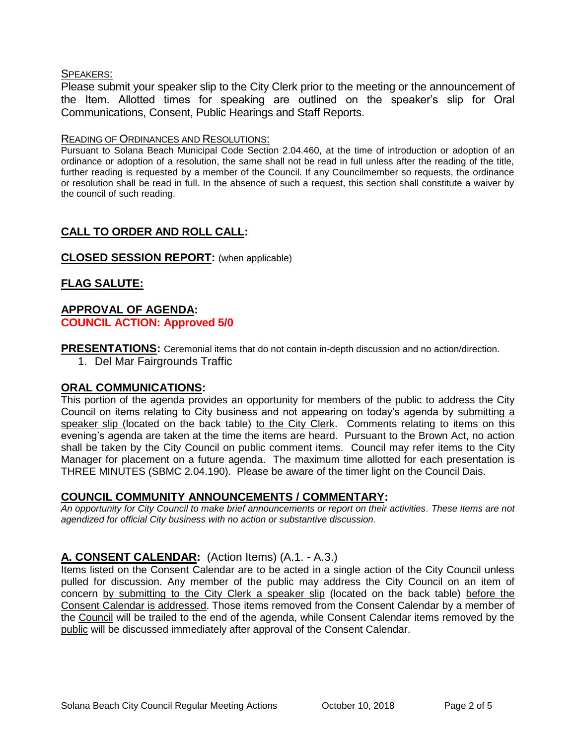SPEAKERS:

Please submit your speaker slip to the City Clerk prior to the meeting or the announcement of the Item. Allotted times for speaking are outlined on the speaker's slip for Oral Communications, Consent, Public Hearings and Staff Reports.

READING OF ORDINANCES AND RESOLUTIONS:

Pursuant to Solana Beach Municipal Code Section 2.04.460, at the time of introduction or adoption of an ordinance or adoption of a resolution, the same shall not be read in full unless after the reading of the title, further reading is requested by a member of the Council. If any Councilmember so requests, the ordinance or resolution shall be read in full. In the absence of such a request, this section shall constitute a waiver by the council of such reading.

## CALL TO ORDER AND ROLL CALL:

## CLOSED SESSION REPORT: (when applicable)

## FLAG SALUTE:

## APPROVAL OF AGENDA:

**COUNCIL ACTION: Approved 5/0**

## PRESENTATIONS: Ceremonial items that do not contain in-depth discussion and no action/direction.

1. Del Mar Fairgrounds Traffic

## ORAL COMMUNICATIONS:

This portion of the agenda provides an opportunity for members of the public to address the City Council on items relating to City business and not appearing on today's agenda by submitting a speaker slip (located on the back table) to the City Clerk. Comments relating to items on this evening's agenda are taken at the time the items are heard. Pursuant to the Brown Act, no action shall be taken by the City Council on public comment items. Council may refer items to the City Manager for placement on a future agenda. The maximum time allotted for each presentation is THREE MINUTES (SBMC 2.04.190). Please be aware of the timer light on the Council Dais.

## COUNCIL COMMUNITY ANNOUNCEMENTS / COMMENTARY:

*An opportunity for City Council to make brief announcements or report on their activities. These items are not agendized for official City business with no action or substantive discussion.*

## A. CONSENT CALENDAR: (Action Items) (A.1. - A.3.)

Items listed on the Consent Calendar are to be acted in a single action of the City Council unless pulled for discussion. Any member of the public may address the City Council on an item of concern by submitting to the City Clerk a speaker slip (located on the back table) before the Consent Calendar is addressed. Those items removed from the Consent Calendar by a member of the Council will be trailed to the end of the agenda, while Consent Calendar items removed by the public will be discussed immediately after approval of the Consent Calendar.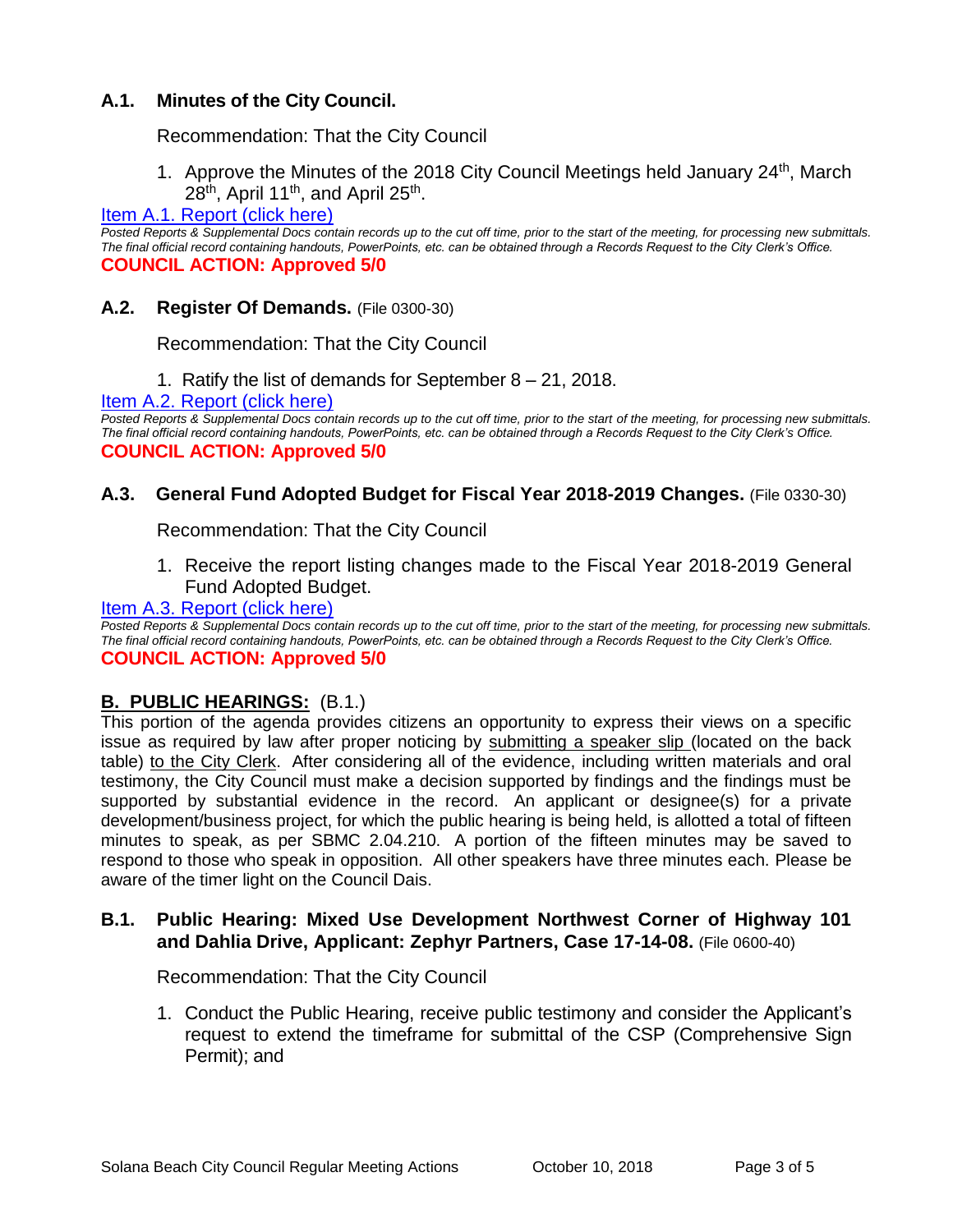### A.1. Minutes of the City Council.

Recommendation: That the City Council

1. Approve the Minutes of the 2018 City Council Meetings held January 24th, March 28th, April 11th, and April 25th.

[Item A.1. Report (click here)]

*Posted Reports & Supplemental Docs contain records up to the cut off time, prior to the start of the meeting, for processing new submittals. The final official record containing handouts, PowerPoints, etc. can be obtained through a Records Request to the City Clerk's Office.*

**COUNCIL ACTION: Approved 5/0**

### A.2. Register Of Demands. (File 0300-30)

Recommendation: That the City Council

1. Ratify the list of demands for September 8 – 21, 2018.

[Item A.2. Report (click here)]

*Posted Reports & Supplemental Docs contain records up to the cut off time, prior to the start of the meeting, for processing new submittals. The final official record containing handouts, PowerPoints, etc. can be obtained through a Records Request to the City Clerk's Office.*

**COUNCIL ACTION: Approved 5/0**

### A.3. General Fund Adopted Budget for Fiscal Year 2018-2019 Changes. (File 0330-30)

Recommendation: That the City Council

1. Receive the report listing changes made to the Fiscal Year 2018-2019 General Fund Adopted Budget.

[Item A.3. Report (click here)]

*Posted Reports & Supplemental Docs contain records up to the cut off time, prior to the start of the meeting, for processing new submittals. The final official record containing handouts, PowerPoints, etc. can be obtained through a Records Request to the City Clerk's Office.*

**COUNCIL ACTION: Approved 5/0**

## B. PUBLIC HEARINGS: (B.1.)

This portion of the agenda provides citizens an opportunity to express their views on a specific issue as required by law after proper noticing by submitting a speaker slip (located on the back table) to the City Clerk. After considering all of the evidence, including written materials and oral testimony, the City Council must make a decision supported by findings and the findings must be supported by substantial evidence in the record. An applicant or designee(s) for a private development/business project, for which the public hearing is being held, is allotted a total of fifteen minutes to speak, as per SBMC 2.04.210. A portion of the fifteen minutes may be saved to respond to those who speak in opposition. All other speakers have three minutes each. Please be aware of the timer light on the Council Dais.

### B.1. Public Hearing: Mixed Use Development Northwest Corner of Highway 101 and Dahlia Drive, Applicant: Zephyr Partners, Case 17-14-08. (File 0600-40)

Recommendation: That the City Council

1. Conduct the Public Hearing, receive public testimony and consider the Applicant's request to extend the timeframe for submittal of the CSP (Comprehensive Sign Permit); and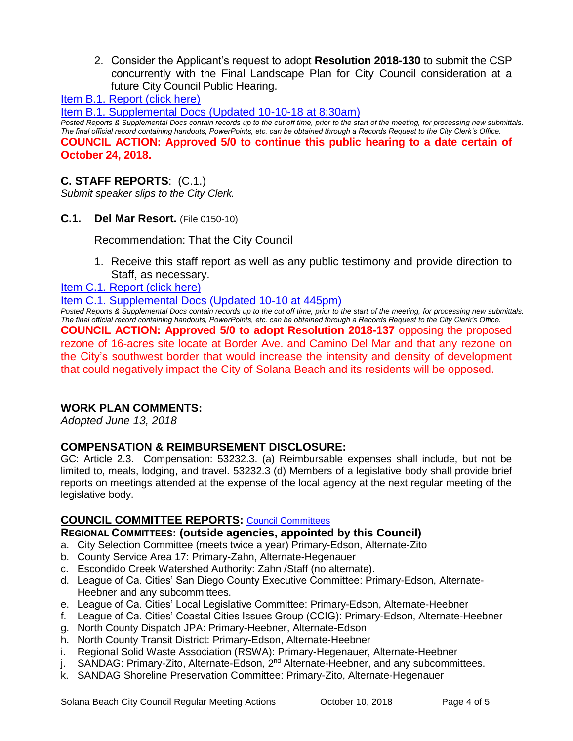2. Consider the Applicant's request to adopt **Resolution 2018-130** to submit the CSP concurrently with the Final Landscape Plan for City Council consideration at a future City Council Public Hearing.

[Item B.1. Report (click here)]

[Item B.1. Supplemental Docs (Updated 10-10-18 at 8:30am)]

*Posted Reports & Supplemental Docs contain records up to the cut off time, prior to the start of the meeting, for processing new submittals. The final official record containing handouts, PowerPoints, etc. can be obtained through a Records Request to the City Clerk's Office.*

**COUNCIL ACTION: Approved 5/0 to continue this public hearing to a date certain of October 24, 2018.**

## C. STAFF REPORTS: (C.1.)

*Submit speaker slips to the City Clerk.*

### C.1. Del Mar Resort. (File 0150-10)

Recommendation: That the City Council

1. Receive this staff report as well as any public testimony and provide direction to Staff, as necessary.

[Item C.1. Report (click here)]

[Item C.1. Supplemental Docs (Updated 10-10 at 445pm)]

*Posted Reports & Supplemental Docs contain records up to the cut off time, prior to the start of the meeting, for processing new submittals. The final official record containing handouts, PowerPoints, etc. can be obtained through a Records Request to the City Clerk's Office.*

**COUNCIL ACTION: Approved 5/0 to adopt Resolution 2018-137** opposing the proposed rezone of 16-acres site locate at Border Ave. and Camino Del Mar and that any rezone on the City's southwest border that would increase the intensity and density of development that could negatively impact the City of Solana Beach and its residents will be opposed.

## WORK PLAN COMMENTS:

*Adopted June 13, 2018*

## COMPENSATION & REIMBURSEMENT DISCLOSURE:

GC: Article 2.3. Compensation: 53232.3. (a) Reimbursable expenses shall include, but not be limited to, meals, lodging, and travel. 53232.3 (d) Members of a legislative body shall provide brief reports on meetings attended at the expense of the local agency at the next regular meeting of the legislative body.

## COUNCIL COMMITTEE REPORTS: [Council Committees]

### REGIONAL COMMITTEES: (outside agencies, appointed by this Council)

a. City Selection Committee (meets twice a year) Primary-Edson, Alternate-Zito
b. County Service Area 17: Primary-Zahn, Alternate-Hegenauer
c. Escondido Creek Watershed Authority: Zahn /Staff (no alternate).
d. League of Ca. Cities' San Diego County Executive Committee: Primary-Edson, Alternate-Heebner and any subcommittees.
e. League of Ca. Cities' Local Legislative Committee: Primary-Edson, Alternate-Heebner
f. League of Ca. Cities' Coastal Cities Issues Group (CCIG): Primary-Edson, Alternate-Heebner
g. North County Dispatch JPA: Primary-Heebner, Alternate-Edson
h. North County Transit District: Primary-Edson, Alternate-Heebner
i. Regional Solid Waste Association (RSWA): Primary-Hegenauer, Alternate-Heebner
j. SANDAG: Primary-Zito, Alternate-Edson, 2nd Alternate-Heebner, and any subcommittees.
k. SANDAG Shoreline Preservation Committee: Primary-Zito, Alternate-Hegenauer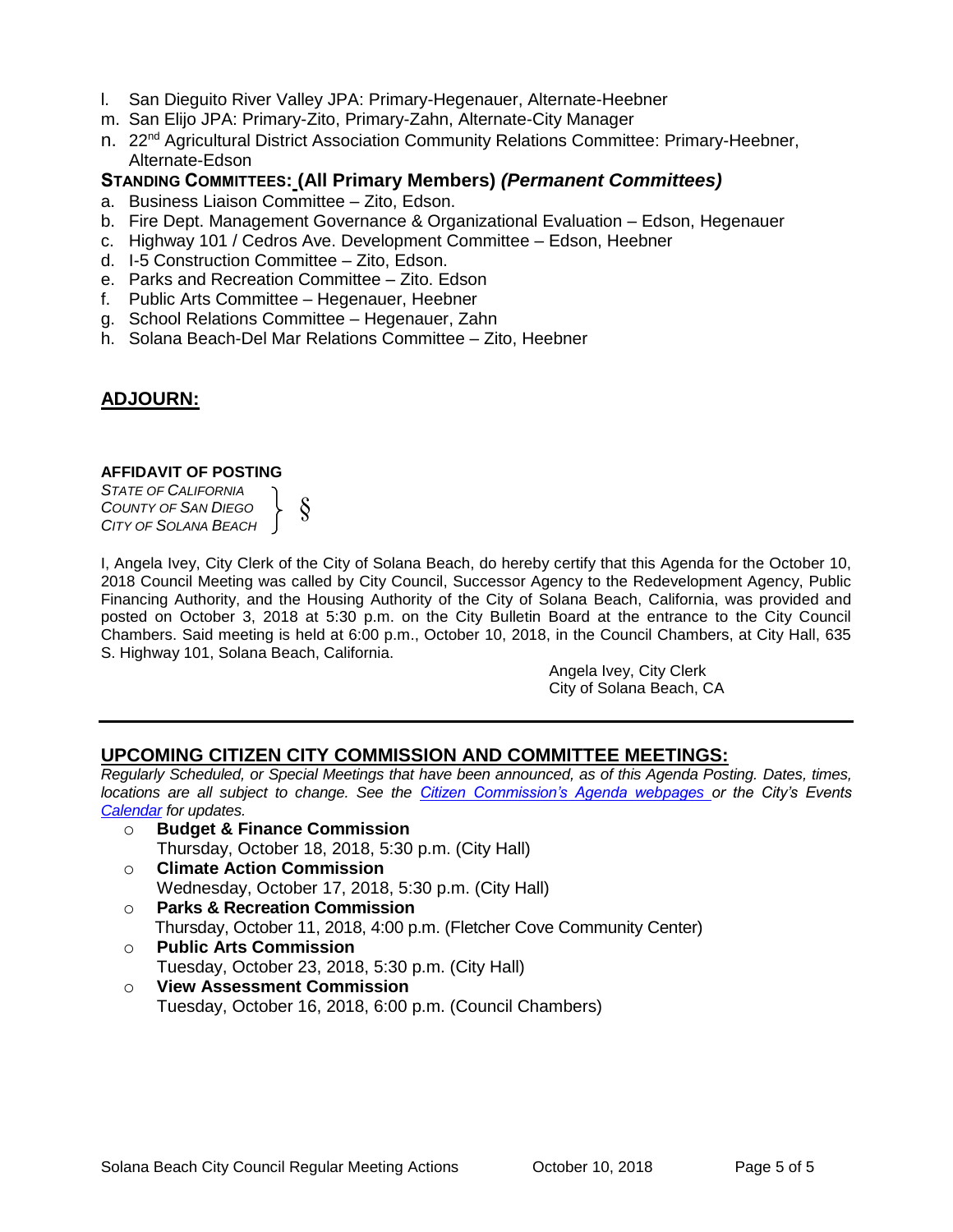l. San Dieguito River Valley JPA: Primary-Hegenauer, Alternate-Heebner
m. San Elijo JPA: Primary-Zito, Primary-Zahn, Alternate-City Manager
n. 22nd Agricultural District Association Community Relations Committee: Primary-Heebner, Alternate-Edson

**STANDING COMMITTEES: (All Primary Members)** ***(Permanent Committees)***

a. Business Liaison Committee – Zito, Edson.
b. Fire Dept. Management Governance & Organizational Evaluation – Edson, Hegenauer
c. Highway 101 / Cedros Ave. Development Committee – Edson, Heebner
d. I-5 Construction Committee – Zito, Edson.
e. Parks and Recreation Committee – Zito. Edson
f. Public Arts Committee – Hegenauer, Heebner
g. School Relations Committee – Hegenauer, Zahn
h. Solana Beach-Del Mar Relations Committee – Zito, Heebner

## ADJOURN:

**AFFIDAVIT OF POSTING**

*STATE OF CALIFORNIA*
*COUNTY OF SAN DIEGO* } §
*CITY OF SOLANA BEACH*

I, Angela Ivey, City Clerk of the City of Solana Beach, do hereby certify that this Agenda for the October 10, 2018 Council Meeting was called by City Council, Successor Agency to the Redevelopment Agency, Public Financing Authority, and the Housing Authority of the City of Solana Beach, California, was provided and posted on October 3, 2018 at 5:30 p.m. on the City Bulletin Board at the entrance to the City Council Chambers. Said meeting is held at 6:00 p.m., October 10, 2018, in the Council Chambers, at City Hall, 635 S. Highway 101, Solana Beach, California.

Angela Ivey, City Clerk
City of Solana Beach, CA

---

## UPCOMING CITIZEN CITY COMMISSION AND COMMITTEE MEETINGS:

*Regularly Scheduled, or Special Meetings that have been announced, as of this Agenda Posting. Dates, times, locations are all subject to change. See the Citizen Commission's Agenda webpages or the City's Events Calendar for updates.*

- **Budget & Finance Commission**
  Thursday, October 18, 2018, 5:30 p.m. (City Hall)
- **Climate Action Commission**
  Wednesday, October 17, 2018, 5:30 p.m. (City Hall)
- **Parks & Recreation Commission**
  Thursday, October 11, 2018, 4:00 p.m. (Fletcher Cove Community Center)
- **Public Arts Commission**
  Tuesday, October 23, 2018, 5:30 p.m. (City Hall)
- **View Assessment Commission**
  Tuesday, October 16, 2018, 6:00 p.m. (Council Chambers)